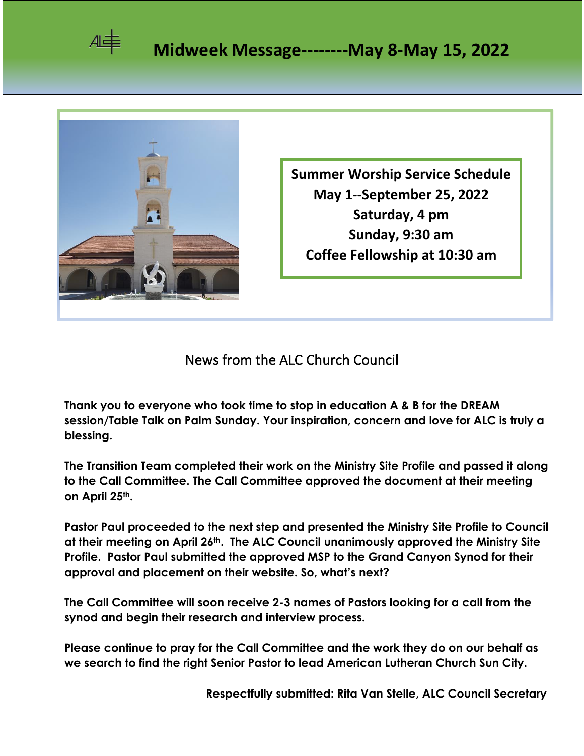# Midweek Message--------May 8-May 15, 2022

**Summer Worship Service Schedule**
**May 1--September 25, 2022**
**Saturday, 4 pm**
**Sunday, 9:30 am**
**Coffee Fellowship at 10:30 am**

## News from the ALC Church Council

**Thank you to everyone who took time to stop in education A & B for the DREAM session/Table Talk on Palm Sunday. Your inspiration, concern and love for ALC is truly a blessing.**

**The Transition Team completed their work on the Ministry Site Profile and passed it along to the Call Committee. The Call Committee approved the document at their meeting on April 25th.**

**Pastor Paul proceeded to the next step and presented the Ministry Site Profile to Council at their meeting on April 26th. The ALC Council unanimously approved the Ministry Site Profile. Pastor Paul submitted the approved MSP to the Grand Canyon Synod for their approval and placement on their website. So, what's next?**

**The Call Committee will soon receive 2-3 names of Pastors looking for a call from the synod and begin their research and interview process.**

**Please continue to pray for the Call Committee and the work they do on our behalf as we search to find the right Senior Pastor to lead American Lutheran Church Sun City.**

**Respectfully submitted: Rita Van Stelle, ALC Council Secretary**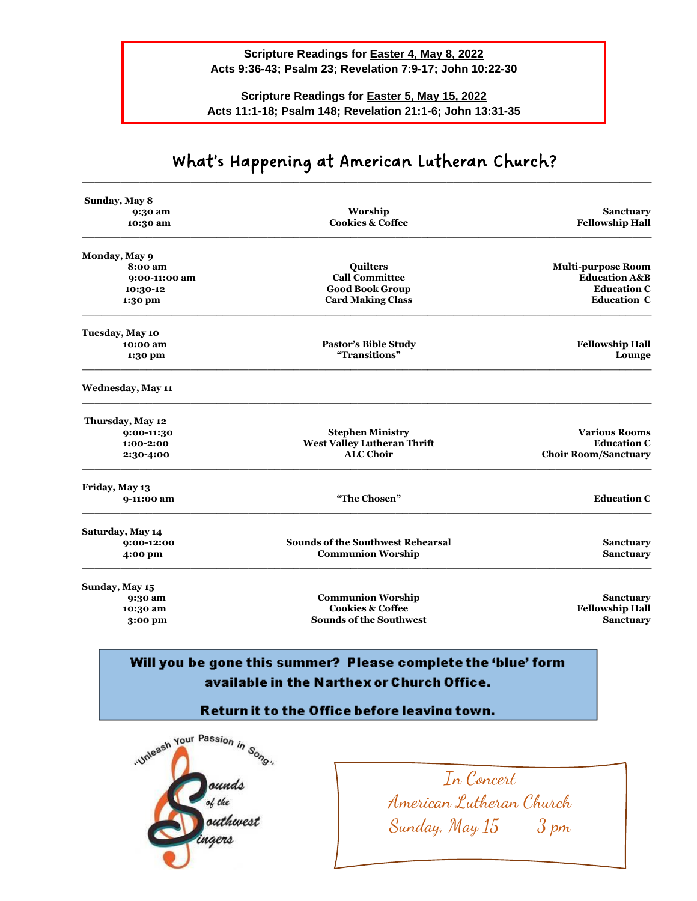**Scripture Readings for Easter 4, May 8, 2022**
**Acts 9:36-43; Psalm 23; Revelation 7:9-17; John 10:22-30**

**Scripture Readings for Easter 5, May 15, 2022**
**Acts 11:1-18; Psalm 148; Revelation 21:1-6; John 13:31-35**

# What's Happening at American Lutheran Church?

| | | |
|---|---|---|
| **Sunday, May 8** | | |
| **9:30 am** | **Worship** | **Sanctuary** |
| **10:30 am** | **Cookies & Coffee** | **Fellowship Hall** |
| **Monday, May 9** | | |
| **8:00 am** | **Quilters** | **Multi-purpose Room** |
| **9:00-11:00 am** | **Call Committee** | **Education A&B** |
| **10:30-12** | **Good Book Group** | **Education C** |
| **1:30 pm** | **Card Making Class** | **Education C** |
| **Tuesday, May 10** | | |
| **10:00 am** | **Pastor's Bible Study** | **Fellowship Hall** |
| **1:30 pm** | **"Transitions"** | **Lounge** |
| **Wednesday, May 11** | | |
| **Thursday, May 12** | | |
| **9:00-11:30** | **Stephen Ministry** | **Various Rooms** |
| **1:00-2:00** | **West Valley Lutheran Thrift** | **Education C** |
| **2:30-4:00** | **ALC Choir** | **Choir Room/Sanctuary** |
| **Friday, May 13** | | |
| **9-11:00 am** | **"The Chosen"** | **Education C** |
| **Saturday, May 14** | | |
| **9:00-12:00** | **Sounds of the Southwest Rehearsal** | **Sanctuary** |
| **4:00 pm** | **Communion Worship** | **Sanctuary** |
| **Sunday, May 15** | | |
| **9:30 am** | **Communion Worship** | **Sanctuary** |
| **10:30 am** | **Cookies & Coffee** | **Fellowship Hall** |
| **3:00 pm** | **Sounds of the Southwest** | **Sanctuary** |

**Will you be gone this summer? Please complete the 'blue' form available in the Narthex or Church Office.**

**Return it to the Office before leaving town.**

"Unleash Your Passion in Song"
Sounds of the Southwest Singers

*In Concert*
*American Lutheran Church*
*Sunday, May 15 3 pm*